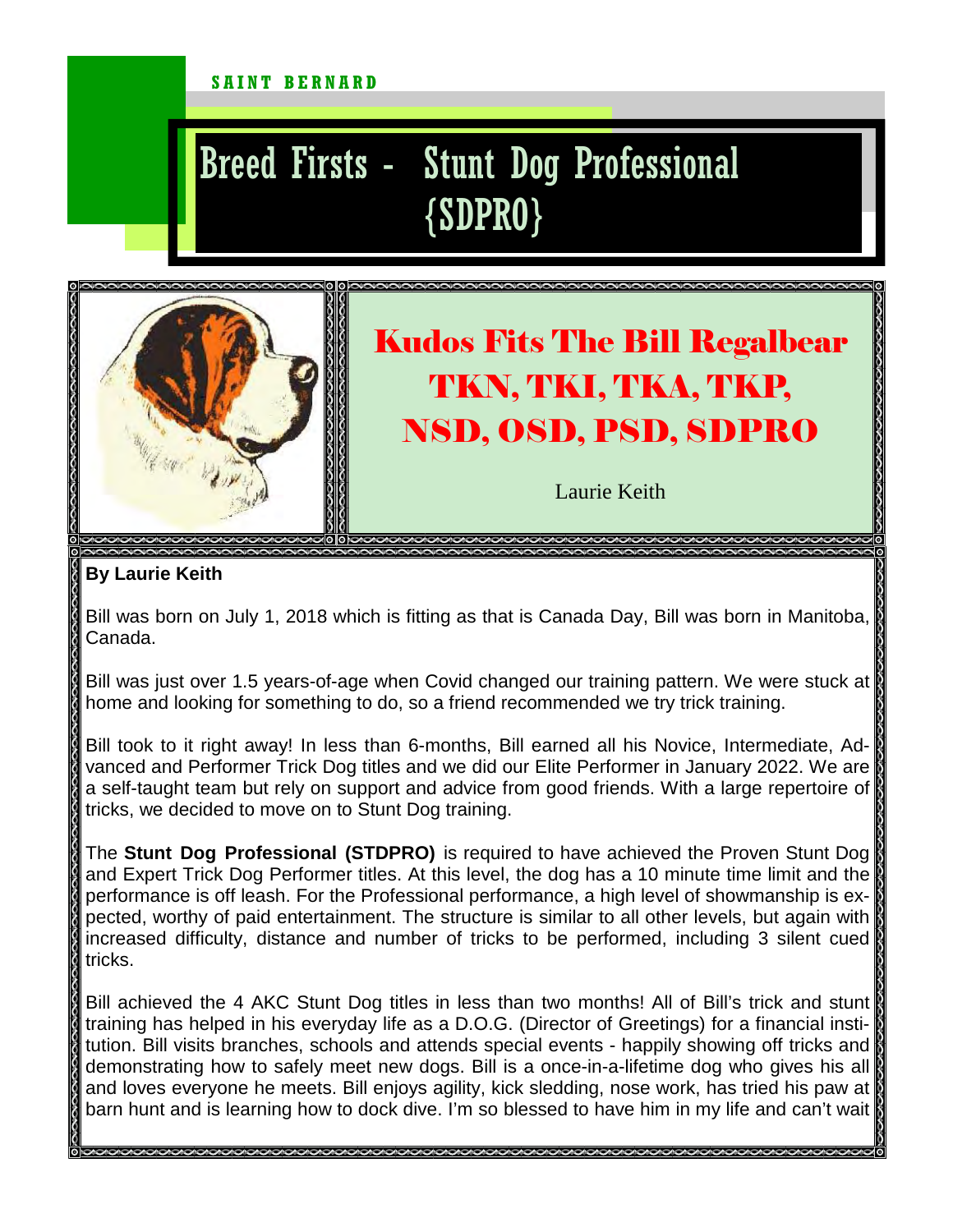SAINT BERNARD

# Breed Firsts - Stunt Dog Professional {SDPRO}

## Kudos Fits The Bill Regalbear TKN, TKI, TKA, TKP, NSD, OSD, PSD, SDPRO

Laurie Keith

**By Laurie Keith**

Bill was born on July 1, 2018 which is fitting as that is Canada Day, Bill was born in Manitoba, Canada.

Bill was just over 1.5 years-of-age when Covid changed our training pattern. We were stuck at home and looking for something to do, so a friend recommended we try trick training.

Bill took to it right away! In less than 6-months, Bill earned all his Novice, Intermediate, Advanced and Performer Trick Dog titles and we did our Elite Performer in January 2022. We are a self-taught team but rely on support and advice from good friends. With a large repertoire of tricks, we decided to move on to Stunt Dog training.

The **Stunt Dog Professional (STDPRO)** is required to have achieved the Proven Stunt Dog and Expert Trick Dog Performer titles. At this level, the dog has a 10 minute time limit and the performance is off leash. For the Professional performance, a high level of showmanship is expected, worthy of paid entertainment. The structure is similar to all other levels, but again with increased difficulty, distance and number of tricks to be performed, including 3 silent cued tricks.

Bill achieved the 4 AKC Stunt Dog titles in less than two months! All of Bill's trick and stunt training has helped in his everyday life as a D.O.G. (Director of Greetings) for a financial institution. Bill visits branches, schools and attends special events - happily showing off tricks and demonstrating how to safely meet new dogs. Bill is a once-in-a-lifetime dog who gives his all and loves everyone he meets. Bill enjoys agility, kick sledding, nose work, has tried his paw at barn hunt and is learning how to dock dive. I'm so blessed to have him in my life and can't wait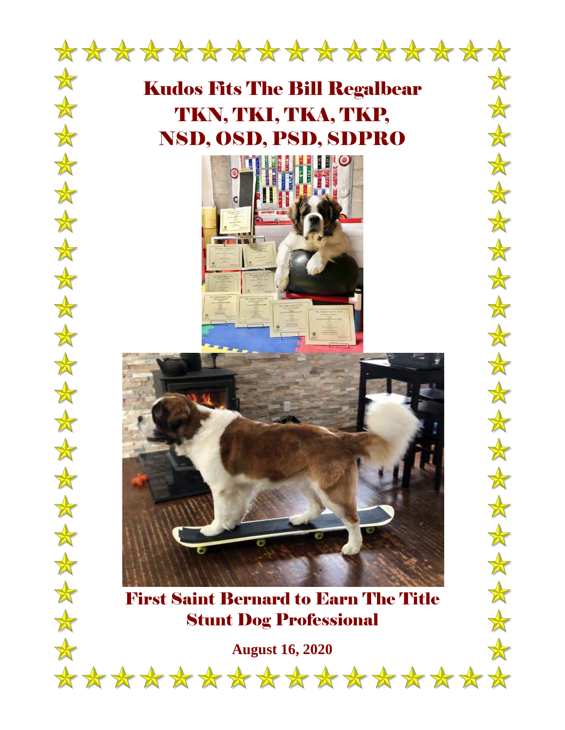# Kudos Fits The Bill Regalbear
# TKN, TKI, TKA, TKP,
# NSD, OSD, PSD, SDPRO

## First Saint Bernard to Earn The Title Stunt Dog Professional

**August 16, 2020**